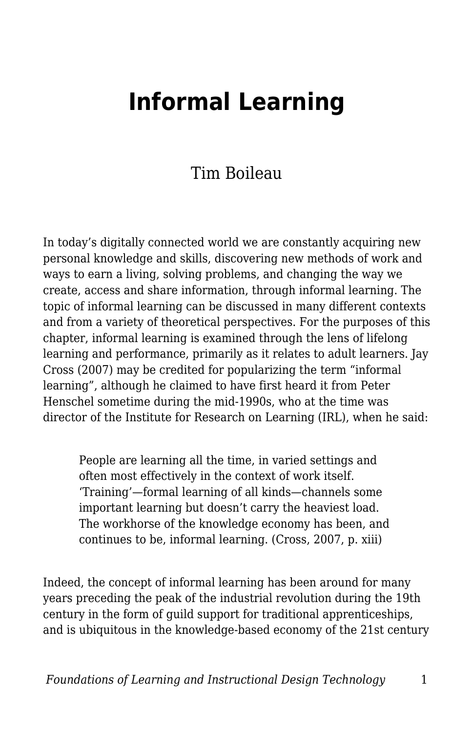# Informal Learning

Tim Boileau

In today's digitally connected world we are constantly acquiring new personal knowledge and skills, discovering new methods of work and ways to earn a living, solving problems, and changing the way we create, access and share information, through informal learning. The topic of informal learning can be discussed in many different contexts and from a variety of theoretical perspectives. For the purposes of this chapter, informal learning is examined through the lens of lifelong learning and performance, primarily as it relates to adult learners. Jay Cross (2007) may be credited for popularizing the term "informal learning", although he claimed to have first heard it from Peter Henschel sometime during the mid-1990s, who at the time was director of the Institute for Research on Learning (IRL), when he said:

> People are learning all the time, in varied settings and often most effectively in the context of work itself. 'Training'—formal learning of all kinds—channels some important learning but doesn't carry the heaviest load. The workhorse of the knowledge economy has been, and continues to be, informal learning. (Cross, 2007, p. xiii)

Indeed, the concept of informal learning has been around for many years preceding the peak of the industrial revolution during the 19th century in the form of guild support for traditional apprenticeships, and is ubiquitous in the knowledge-based economy of the 21st century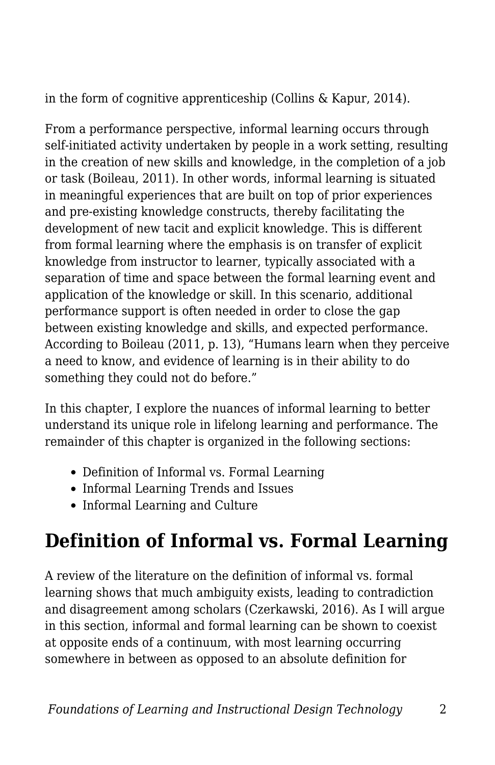in the form of cognitive apprenticeship (Collins & Kapur, 2014).

From a performance perspective, informal learning occurs through self-initiated activity undertaken by people in a work setting, resulting in the creation of new skills and knowledge, in the completion of a job or task (Boileau, 2011). In other words, informal learning is situated in meaningful experiences that are built on top of prior experiences and pre-existing knowledge constructs, thereby facilitating the development of new tacit and explicit knowledge. This is different from formal learning where the emphasis is on transfer of explicit knowledge from instructor to learner, typically associated with a separation of time and space between the formal learning event and application of the knowledge or skill. In this scenario, additional performance support is often needed in order to close the gap between existing knowledge and skills, and expected performance. According to Boileau (2011, p. 13), "Humans learn when they perceive a need to know, and evidence of learning is in their ability to do something they could not do before."

In this chapter, I explore the nuances of informal learning to better understand its unique role in lifelong learning and performance. The remainder of this chapter is organized in the following sections:

- Definition of Informal vs. Formal Learning
- Informal Learning Trends and Issues
- Informal Learning and Culture

## Definition of Informal vs. Formal Learning

A review of the literature on the definition of informal vs. formal learning shows that much ambiguity exists, leading to contradiction and disagreement among scholars (Czerkawski, 2016). As I will argue in this section, informal and formal learning can be shown to coexist at opposite ends of a continuum, with most learning occurring somewhere in between as opposed to an absolute definition for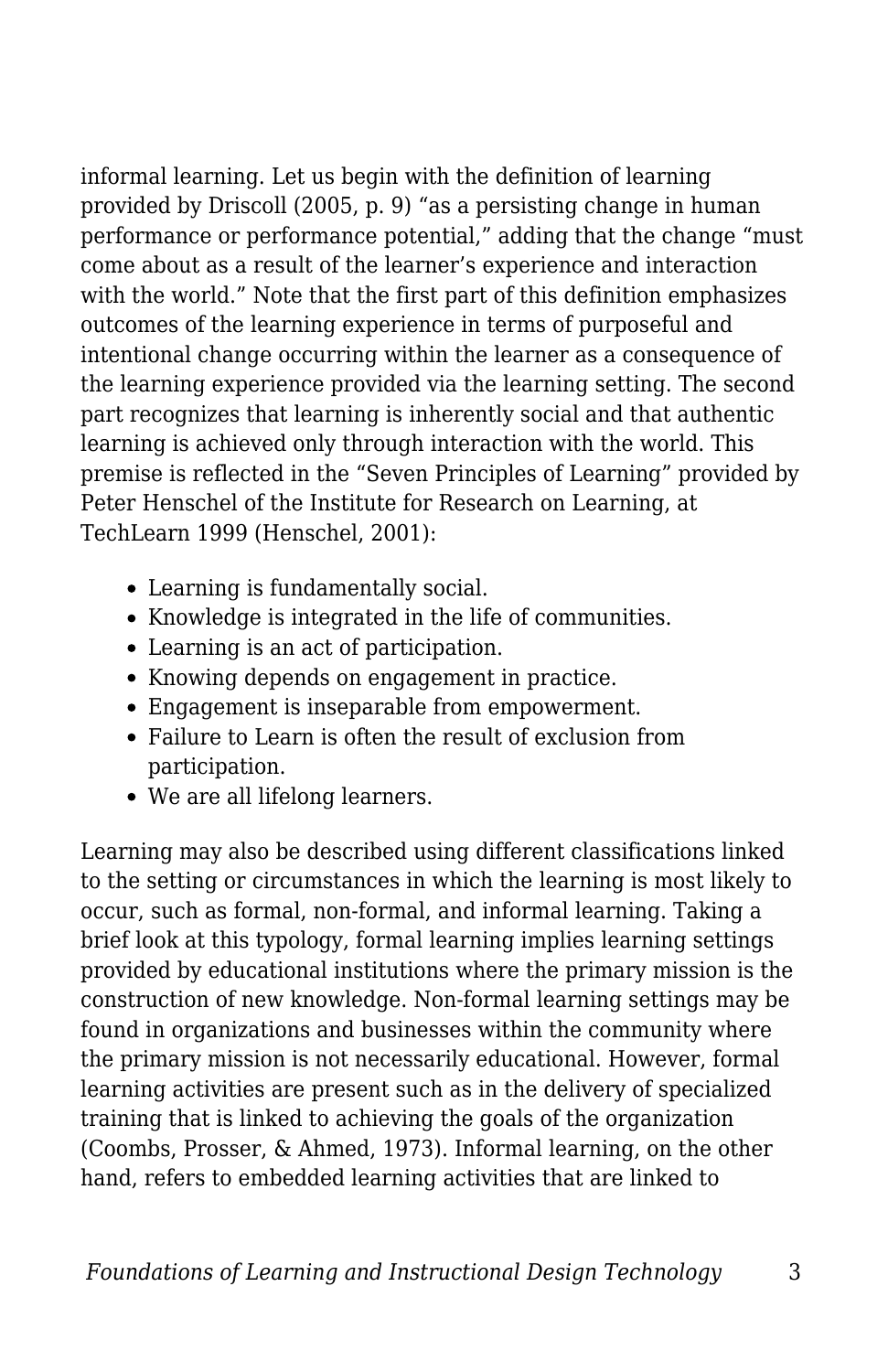informal learning. Let us begin with the definition of learning provided by Driscoll (2005, p. 9) "as a persisting change in human performance or performance potential," adding that the change "must come about as a result of the learner's experience and interaction with the world." Note that the first part of this definition emphasizes outcomes of the learning experience in terms of purposeful and intentional change occurring within the learner as a consequence of the learning experience provided via the learning setting. The second part recognizes that learning is inherently social and that authentic learning is achieved only through interaction with the world. This premise is reflected in the "Seven Principles of Learning" provided by Peter Henschel of the Institute for Research on Learning, at TechLearn 1999 (Henschel, 2001):

- Learning is fundamentally social.
- Knowledge is integrated in the life of communities.
- Learning is an act of participation.
- Knowing depends on engagement in practice.
- Engagement is inseparable from empowerment.
- Failure to Learn is often the result of exclusion from participation.
- We are all lifelong learners.

Learning may also be described using different classifications linked to the setting or circumstances in which the learning is most likely to occur, such as formal, non-formal, and informal learning. Taking a brief look at this typology, formal learning implies learning settings provided by educational institutions where the primary mission is the construction of new knowledge. Non-formal learning settings may be found in organizations and businesses within the community where the primary mission is not necessarily educational. However, formal learning activities are present such as in the delivery of specialized training that is linked to achieving the goals of the organization (Coombs, Prosser, & Ahmed, 1973). Informal learning, on the other hand, refers to embedded learning activities that are linked to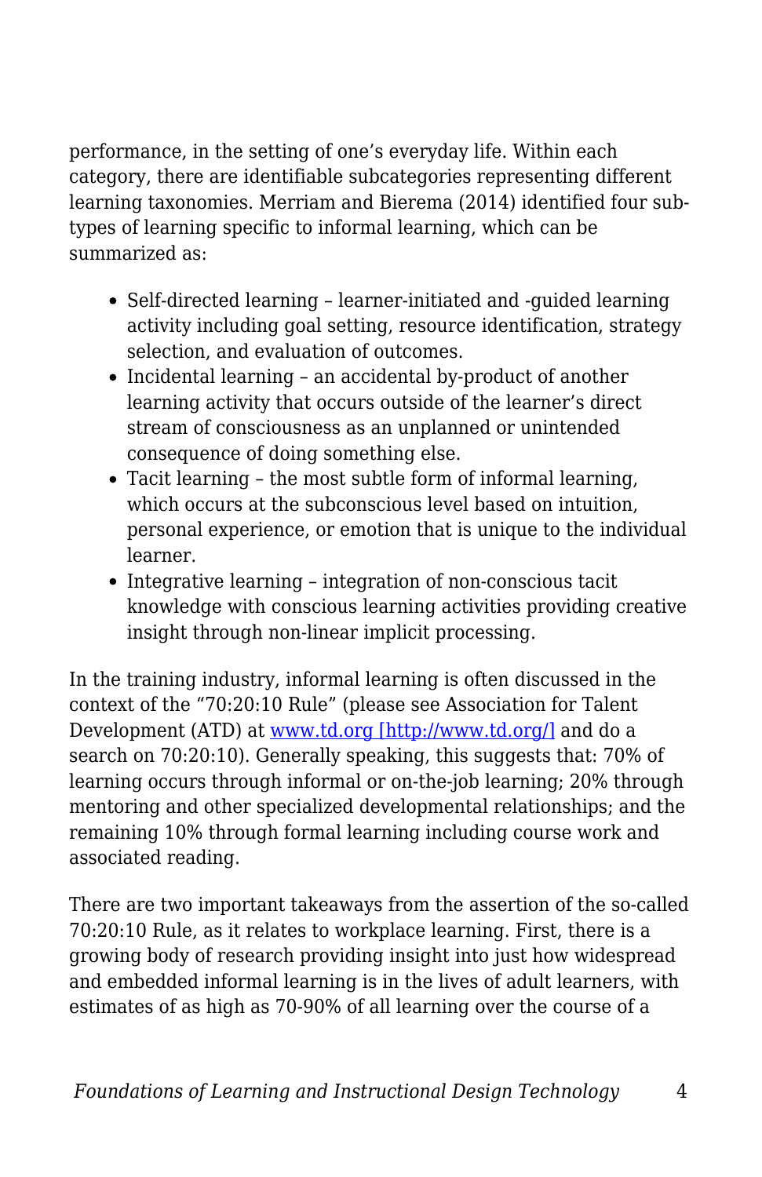performance, in the setting of one's everyday life. Within each category, there are identifiable subcategories representing different learning taxonomies. Merriam and Bierema (2014) identified four sub-types of learning specific to informal learning, which can be summarized as:

- Self-directed learning – learner-initiated and -guided learning activity including goal setting, resource identification, strategy selection, and evaluation of outcomes.
- Incidental learning – an accidental by-product of another learning activity that occurs outside of the learner's direct stream of consciousness as an unplanned or unintended consequence of doing something else.
- Tacit learning – the most subtle form of informal learning, which occurs at the subconscious level based on intuition, personal experience, or emotion that is unique to the individual learner.
- Integrative learning – integration of non-conscious tacit knowledge with conscious learning activities providing creative insight through non-linear implicit processing.

In the training industry, informal learning is often discussed in the context of the "70:20:10 Rule" (please see Association for Talent Development (ATD) at [www.td.org [http://www.td.org/]](http://www.td.org/) and do a search on 70:20:10). Generally speaking, this suggests that: 70% of learning occurs through informal or on-the-job learning; 20% through mentoring and other specialized developmental relationships; and the remaining 10% through formal learning including course work and associated reading.

There are two important takeaways from the assertion of the so-called 70:20:10 Rule, as it relates to workplace learning. First, there is a growing body of research providing insight into just how widespread and embedded informal learning is in the lives of adult learners, with estimates of as high as 70-90% of all learning over the course of a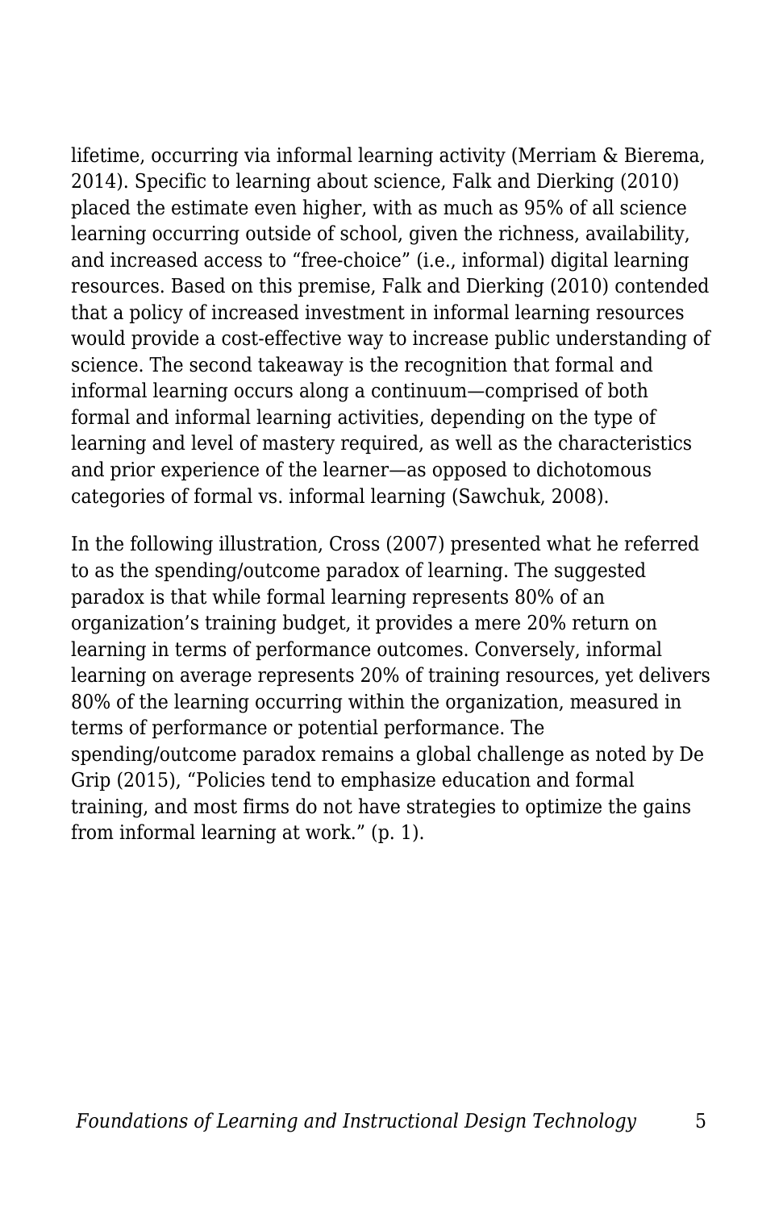lifetime, occurring via informal learning activity (Merriam & Bierema, 2014). Specific to learning about science, Falk and Dierking (2010) placed the estimate even higher, with as much as 95% of all science learning occurring outside of school, given the richness, availability, and increased access to "free-choice" (i.e., informal) digital learning resources. Based on this premise, Falk and Dierking (2010) contended that a policy of increased investment in informal learning resources would provide a cost-effective way to increase public understanding of science. The second takeaway is the recognition that formal and informal learning occurs along a continuum—comprised of both formal and informal learning activities, depending on the type of learning and level of mastery required, as well as the characteristics and prior experience of the learner—as opposed to dichotomous categories of formal vs. informal learning (Sawchuk, 2008).

In the following illustration, Cross (2007) presented what he referred to as the spending/outcome paradox of learning. The suggested paradox is that while formal learning represents 80% of an organization's training budget, it provides a mere 20% return on learning in terms of performance outcomes. Conversely, informal learning on average represents 20% of training resources, yet delivers 80% of the learning occurring within the organization, measured in terms of performance or potential performance. The spending/outcome paradox remains a global challenge as noted by De Grip (2015), "Policies tend to emphasize education and formal training, and most firms do not have strategies to optimize the gains from informal learning at work." (p. 1).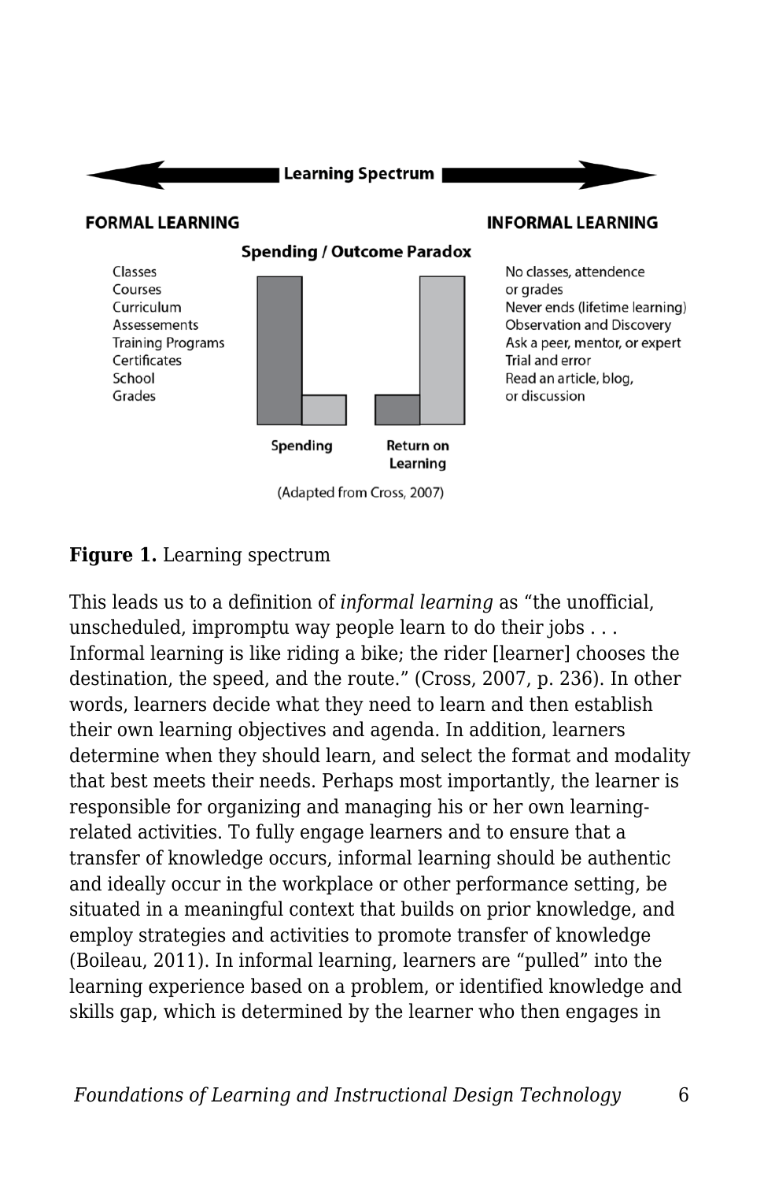**Learning Spectrum**

**FORMAL LEARNING**

Classes
Courses
Curriculum
Assessements
Training Programs
Certificates
School
Grades

**Spending / Outcome Paradox**

Spending | Return on Learning

(Adapted from Cross, 2007)

**INFORMAL LEARNING**

No classes, attendence or grades
Never ends (lifetime learning)
Observation and Discovery
Ask a peer, mentor, or expert
Trial and error
Read an article, blog, or discussion

**Figure 1.** Learning spectrum

This leads us to a definition of *informal learning* as "the unofficial, unscheduled, impromptu way people learn to do their jobs . . . Informal learning is like riding a bike; the rider [learner] chooses the destination, the speed, and the route." (Cross, 2007, p. 236). In other words, learners decide what they need to learn and then establish their own learning objectives and agenda. In addition, learners determine when they should learn, and select the format and modality that best meets their needs. Perhaps most importantly, the learner is responsible for organizing and managing his or her own learning-related activities. To fully engage learners and to ensure that a transfer of knowledge occurs, informal learning should be authentic and ideally occur in the workplace or other performance setting, be situated in a meaningful context that builds on prior knowledge, and employ strategies and activities to promote transfer of knowledge (Boileau, 2011). In informal learning, learners are "pulled" into the learning experience based on a problem, or identified knowledge and skills gap, which is determined by the learner who then engages in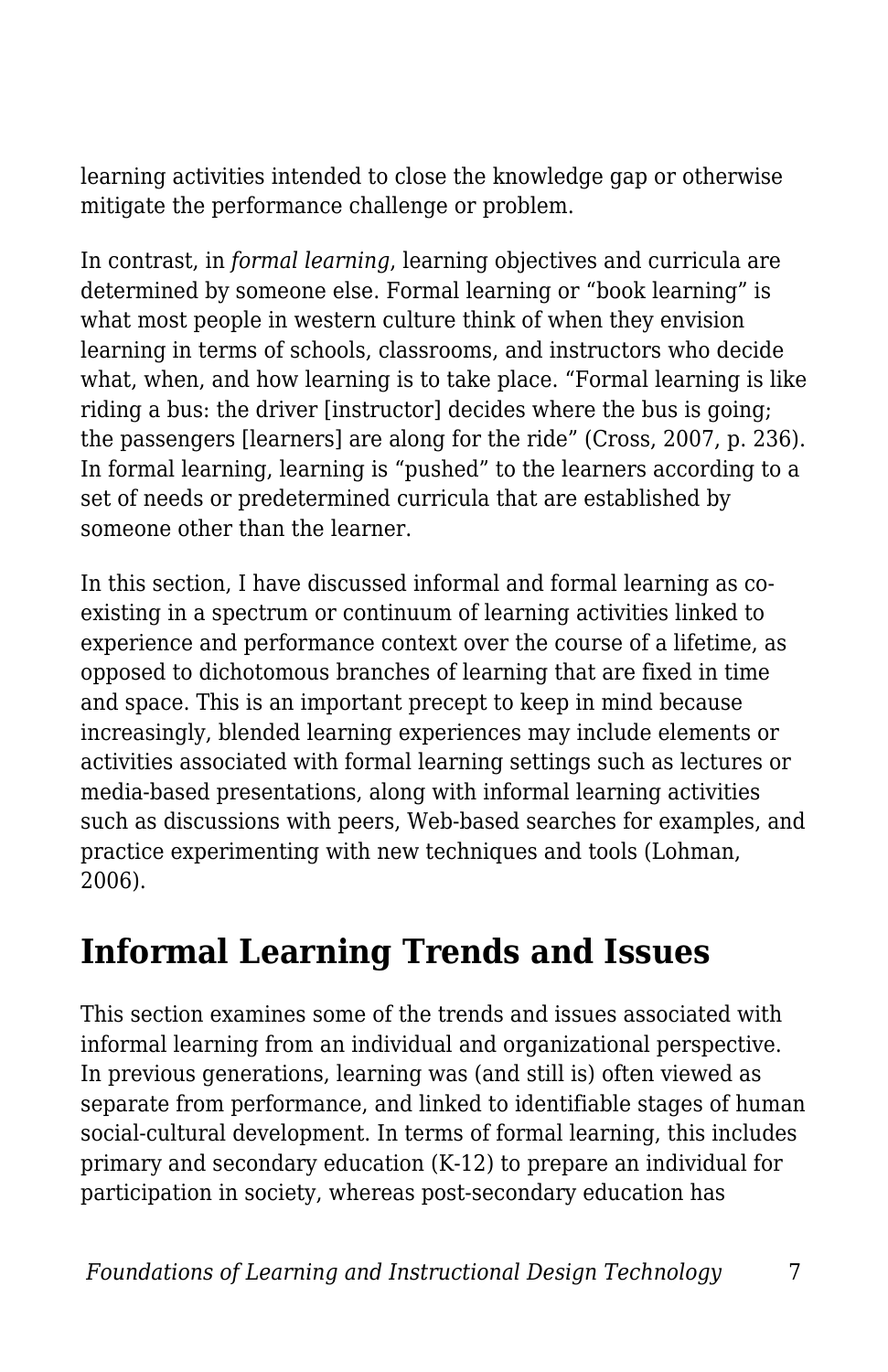learning activities intended to close the knowledge gap or otherwise mitigate the performance challenge or problem.

In contrast, in *formal learning*, learning objectives and curricula are determined by someone else. Formal learning or "book learning" is what most people in western culture think of when they envision learning in terms of schools, classrooms, and instructors who decide what, when, and how learning is to take place. "Formal learning is like riding a bus: the driver [instructor] decides where the bus is going; the passengers [learners] are along for the ride" (Cross, 2007, p. 236). In formal learning, learning is "pushed" to the learners according to a set of needs or predetermined curricula that are established by someone other than the learner.

In this section, I have discussed informal and formal learning as co-existing in a spectrum or continuum of learning activities linked to experience and performance context over the course of a lifetime, as opposed to dichotomous branches of learning that are fixed in time and space. This is an important precept to keep in mind because increasingly, blended learning experiences may include elements or activities associated with formal learning settings such as lectures or media-based presentations, along with informal learning activities such as discussions with peers, Web-based searches for examples, and practice experimenting with new techniques and tools (Lohman, 2006).

## Informal Learning Trends and Issues

This section examines some of the trends and issues associated with informal learning from an individual and organizational perspective. In previous generations, learning was (and still is) often viewed as separate from performance, and linked to identifiable stages of human social-cultural development. In terms of formal learning, this includes primary and secondary education (K-12) to prepare an individual for participation in society, whereas post-secondary education has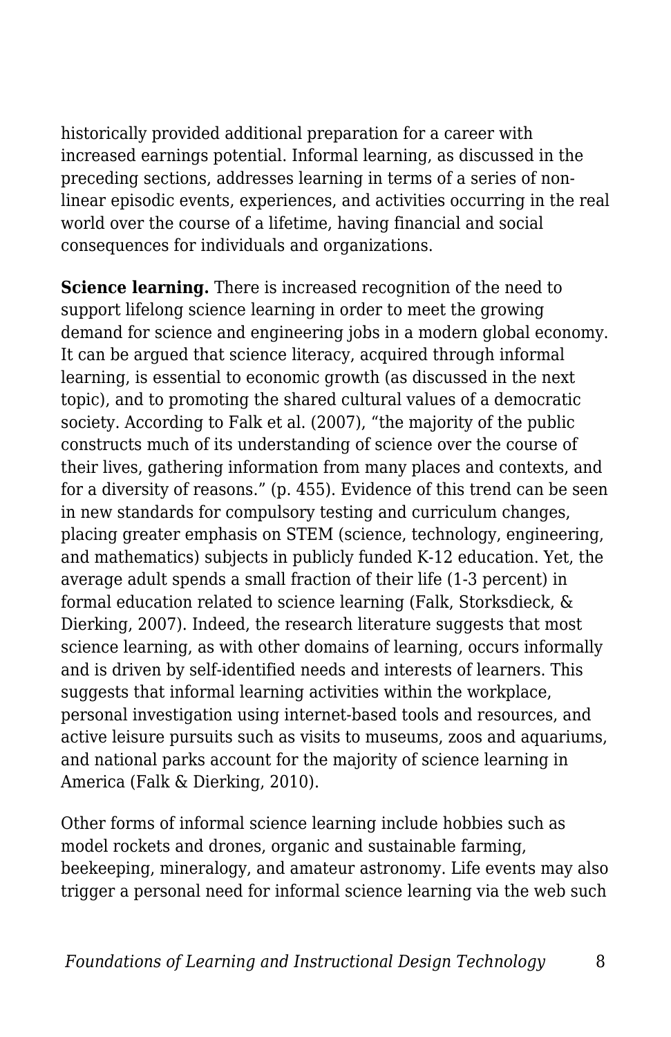historically provided additional preparation for a career with increased earnings potential. Informal learning, as discussed in the preceding sections, addresses learning in terms of a series of non-linear episodic events, experiences, and activities occurring in the real world over the course of a lifetime, having financial and social consequences for individuals and organizations.

**Science learning.** There is increased recognition of the need to support lifelong science learning in order to meet the growing demand for science and engineering jobs in a modern global economy. It can be argued that science literacy, acquired through informal learning, is essential to economic growth (as discussed in the next topic), and to promoting the shared cultural values of a democratic society. According to Falk et al. (2007), "the majority of the public constructs much of its understanding of science over the course of their lives, gathering information from many places and contexts, and for a diversity of reasons." (p. 455). Evidence of this trend can be seen in new standards for compulsory testing and curriculum changes, placing greater emphasis on STEM (science, technology, engineering, and mathematics) subjects in publicly funded K-12 education. Yet, the average adult spends a small fraction of their life (1-3 percent) in formal education related to science learning (Falk, Storksdieck, & Dierking, 2007). Indeed, the research literature suggests that most science learning, as with other domains of learning, occurs informally and is driven by self-identified needs and interests of learners. This suggests that informal learning activities within the workplace, personal investigation using internet-based tools and resources, and active leisure pursuits such as visits to museums, zoos and aquariums, and national parks account for the majority of science learning in America (Falk & Dierking, 2010).

Other forms of informal science learning include hobbies such as model rockets and drones, organic and sustainable farming, beekeeping, mineralogy, and amateur astronomy. Life events may also trigger a personal need for informal science learning via the web such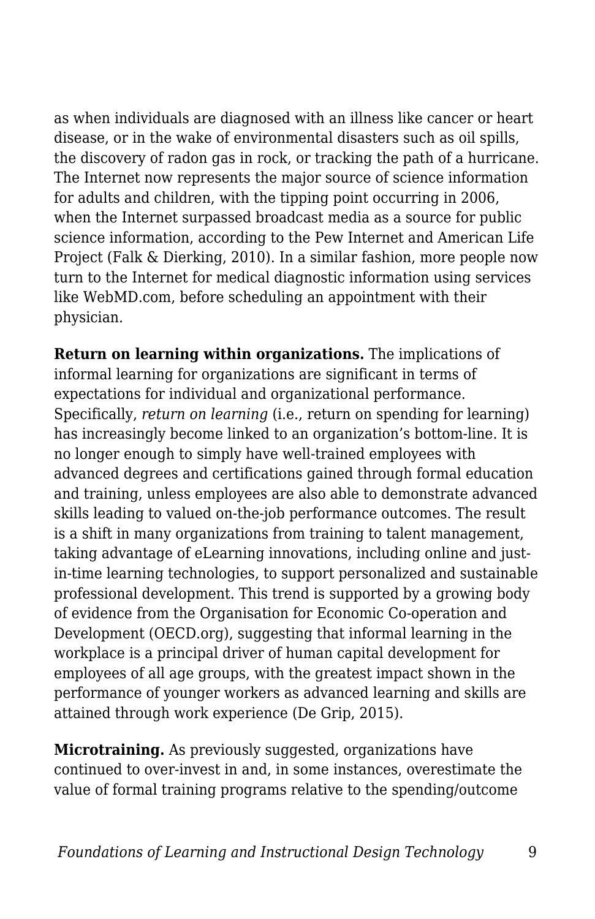as when individuals are diagnosed with an illness like cancer or heart disease, or in the wake of environmental disasters such as oil spills, the discovery of radon gas in rock, or tracking the path of a hurricane. The Internet now represents the major source of science information for adults and children, with the tipping point occurring in 2006, when the Internet surpassed broadcast media as a source for public science information, according to the Pew Internet and American Life Project (Falk & Dierking, 2010). In a similar fashion, more people now turn to the Internet for medical diagnostic information using services like WebMD.com, before scheduling an appointment with their physician.

**Return on learning within organizations.** The implications of informal learning for organizations are significant in terms of expectations for individual and organizational performance. Specifically, *return on learning* (i.e., return on spending for learning) has increasingly become linked to an organization's bottom-line. It is no longer enough to simply have well-trained employees with advanced degrees and certifications gained through formal education and training, unless employees are also able to demonstrate advanced skills leading to valued on-the-job performance outcomes. The result is a shift in many organizations from training to talent management, taking advantage of eLearning innovations, including online and just-in-time learning technologies, to support personalized and sustainable professional development. This trend is supported by a growing body of evidence from the Organisation for Economic Co-operation and Development (OECD.org), suggesting that informal learning in the workplace is a principal driver of human capital development for employees of all age groups, with the greatest impact shown in the performance of younger workers as advanced learning and skills are attained through work experience (De Grip, 2015).

**Microtraining.** As previously suggested, organizations have continued to over-invest in and, in some instances, overestimate the value of formal training programs relative to the spending/outcome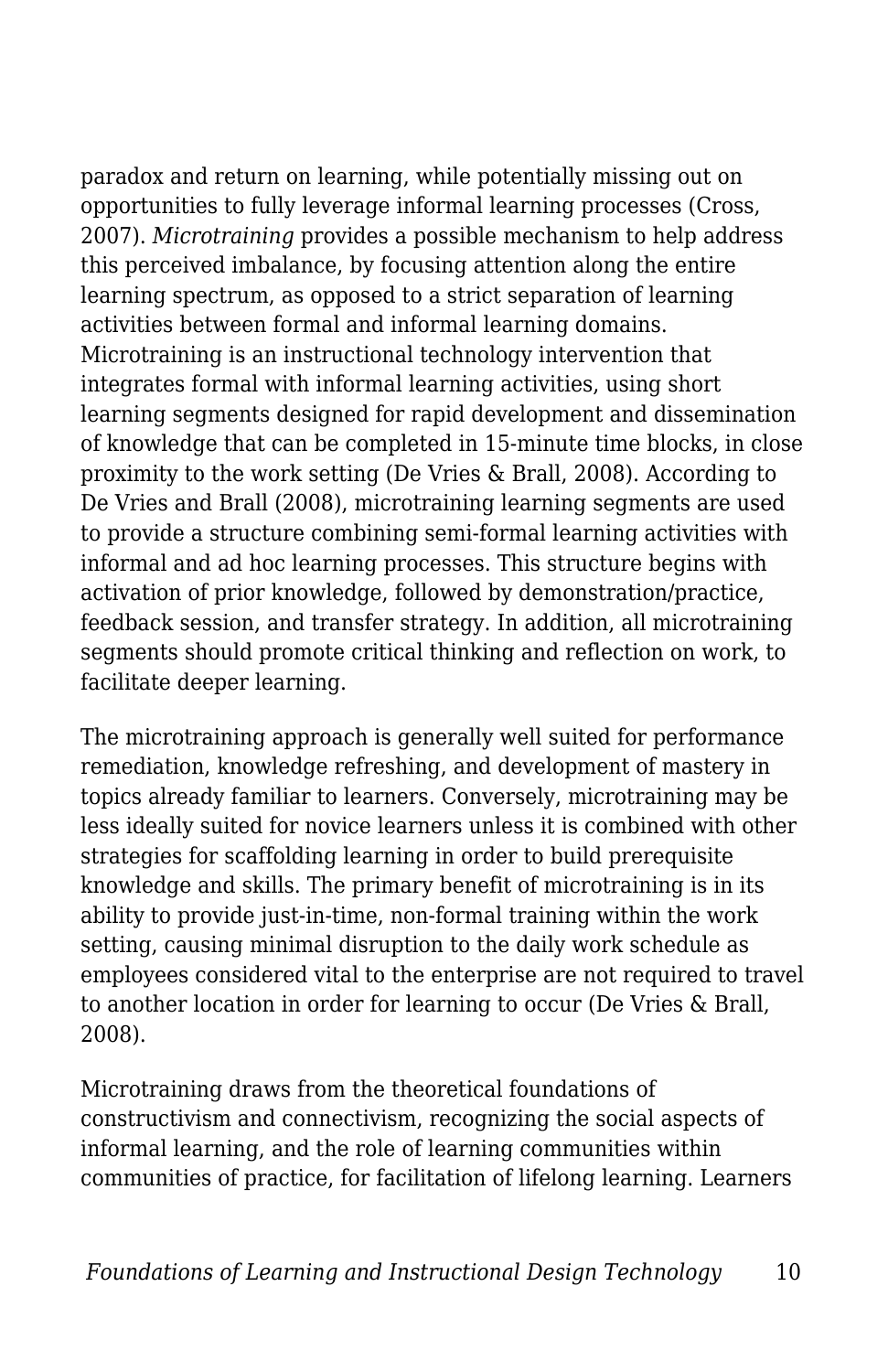paradox and return on learning, while potentially missing out on opportunities to fully leverage informal learning processes (Cross, 2007). *Microtraining* provides a possible mechanism to help address this perceived imbalance, by focusing attention along the entire learning spectrum, as opposed to a strict separation of learning activities between formal and informal learning domains. Microtraining is an instructional technology intervention that integrates formal with informal learning activities, using short learning segments designed for rapid development and dissemination of knowledge that can be completed in 15-minute time blocks, in close proximity to the work setting (De Vries & Brall, 2008). According to De Vries and Brall (2008), microtraining learning segments are used to provide a structure combining semi-formal learning activities with informal and ad hoc learning processes. This structure begins with activation of prior knowledge, followed by demonstration/practice, feedback session, and transfer strategy. In addition, all microtraining segments should promote critical thinking and reflection on work, to facilitate deeper learning.

The microtraining approach is generally well suited for performance remediation, knowledge refreshing, and development of mastery in topics already familiar to learners. Conversely, microtraining may be less ideally suited for novice learners unless it is combined with other strategies for scaffolding learning in order to build prerequisite knowledge and skills. The primary benefit of microtraining is in its ability to provide just-in-time, non-formal training within the work setting, causing minimal disruption to the daily work schedule as employees considered vital to the enterprise are not required to travel to another location in order for learning to occur (De Vries & Brall, 2008).

Microtraining draws from the theoretical foundations of constructivism and connectivism, recognizing the social aspects of informal learning, and the role of learning communities within communities of practice, for facilitation of lifelong learning. Learners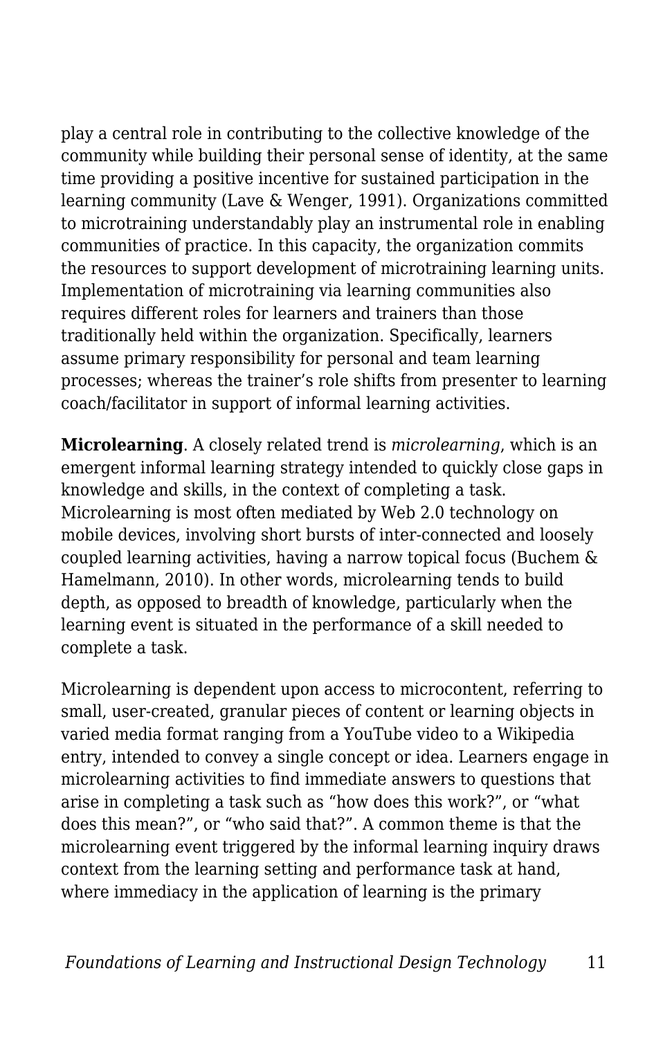play a central role in contributing to the collective knowledge of the community while building their personal sense of identity, at the same time providing a positive incentive for sustained participation in the learning community (Lave & Wenger, 1991). Organizations committed to microtraining understandably play an instrumental role in enabling communities of practice. In this capacity, the organization commits the resources to support development of microtraining learning units. Implementation of microtraining via learning communities also requires different roles for learners and trainers than those traditionally held within the organization. Specifically, learners assume primary responsibility for personal and team learning processes; whereas the trainer's role shifts from presenter to learning coach/facilitator in support of informal learning activities.

**Microlearning**. A closely related trend is *microlearning*, which is an emergent informal learning strategy intended to quickly close gaps in knowledge and skills, in the context of completing a task. Microlearning is most often mediated by Web 2.0 technology on mobile devices, involving short bursts of inter-connected and loosely coupled learning activities, having a narrow topical focus (Buchem & Hamelmann, 2010). In other words, microlearning tends to build depth, as opposed to breadth of knowledge, particularly when the learning event is situated in the performance of a skill needed to complete a task.

Microlearning is dependent upon access to microcontent, referring to small, user-created, granular pieces of content or learning objects in varied media format ranging from a YouTube video to a Wikipedia entry, intended to convey a single concept or idea. Learners engage in microlearning activities to find immediate answers to questions that arise in completing a task such as "how does this work?", or "what does this mean?", or "who said that?". A common theme is that the microlearning event triggered by the informal learning inquiry draws context from the learning setting and performance task at hand, where immediacy in the application of learning is the primary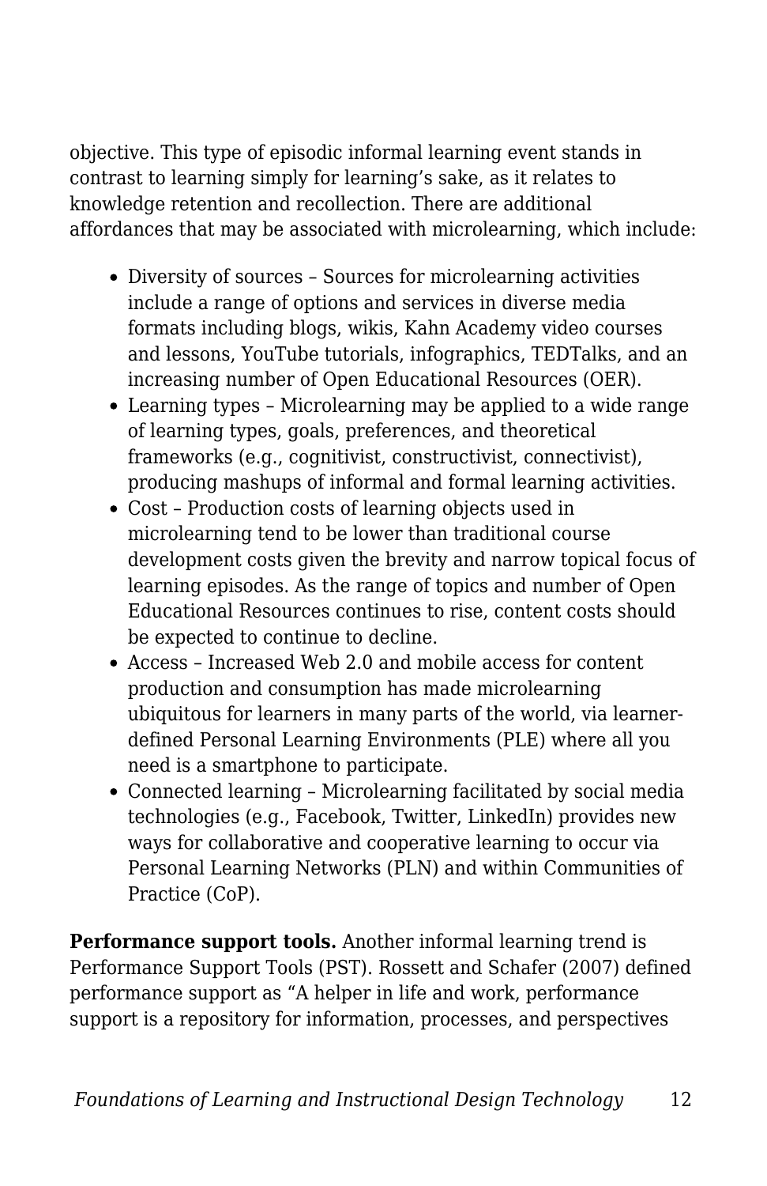objective. This type of episodic informal learning event stands in contrast to learning simply for learning's sake, as it relates to knowledge retention and recollection. There are additional affordances that may be associated with microlearning, which include:

- Diversity of sources – Sources for microlearning activities include a range of options and services in diverse media formats including blogs, wikis, Kahn Academy video courses and lessons, YouTube tutorials, infographics, TEDTalks, and an increasing number of Open Educational Resources (OER).
- Learning types – Microlearning may be applied to a wide range of learning types, goals, preferences, and theoretical frameworks (e.g., cognitivist, constructivist, connectivist), producing mashups of informal and formal learning activities.
- Cost – Production costs of learning objects used in microlearning tend to be lower than traditional course development costs given the brevity and narrow topical focus of learning episodes. As the range of topics and number of Open Educational Resources continues to rise, content costs should be expected to continue to decline.
- Access – Increased Web 2.0 and mobile access for content production and consumption has made microlearning ubiquitous for learners in many parts of the world, via learner-defined Personal Learning Environments (PLE) where all you need is a smartphone to participate.
- Connected learning – Microlearning facilitated by social media technologies (e.g., Facebook, Twitter, LinkedIn) provides new ways for collaborative and cooperative learning to occur via Personal Learning Networks (PLN) and within Communities of Practice (CoP).

**Performance support tools.** Another informal learning trend is Performance Support Tools (PST). Rossett and Schafer (2007) defined performance support as "A helper in life and work, performance support is a repository for information, processes, and perspectives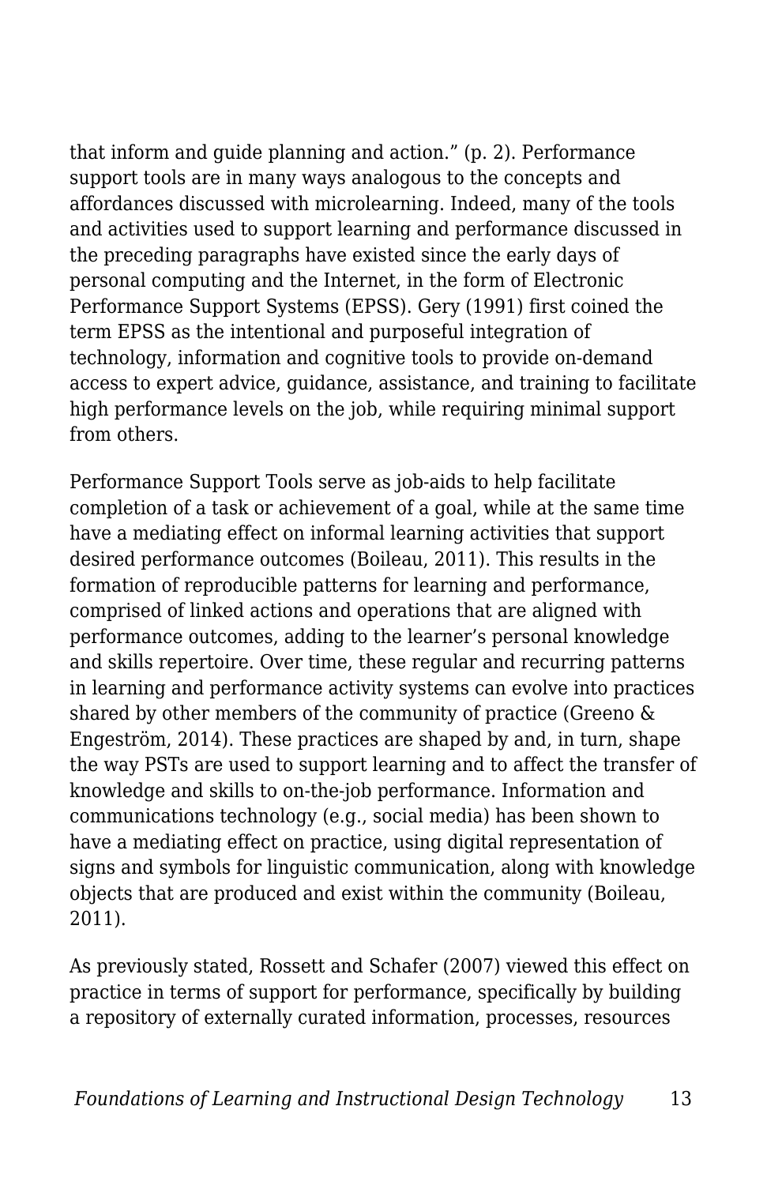that inform and guide planning and action." (p. 2). Performance support tools are in many ways analogous to the concepts and affordances discussed with microlearning. Indeed, many of the tools and activities used to support learning and performance discussed in the preceding paragraphs have existed since the early days of personal computing and the Internet, in the form of Electronic Performance Support Systems (EPSS). Gery (1991) first coined the term EPSS as the intentional and purposeful integration of technology, information and cognitive tools to provide on-demand access to expert advice, guidance, assistance, and training to facilitate high performance levels on the job, while requiring minimal support from others.

Performance Support Tools serve as job-aids to help facilitate completion of a task or achievement of a goal, while at the same time have a mediating effect on informal learning activities that support desired performance outcomes (Boileau, 2011). This results in the formation of reproducible patterns for learning and performance, comprised of linked actions and operations that are aligned with performance outcomes, adding to the learner's personal knowledge and skills repertoire. Over time, these regular and recurring patterns in learning and performance activity systems can evolve into practices shared by other members of the community of practice (Greeno & Engeström, 2014). These practices are shaped by and, in turn, shape the way PSTs are used to support learning and to affect the transfer of knowledge and skills to on-the-job performance. Information and communications technology (e.g., social media) has been shown to have a mediating effect on practice, using digital representation of signs and symbols for linguistic communication, along with knowledge objects that are produced and exist within the community (Boileau, 2011).

As previously stated, Rossett and Schafer (2007) viewed this effect on practice in terms of support for performance, specifically by building a repository of externally curated information, processes, resources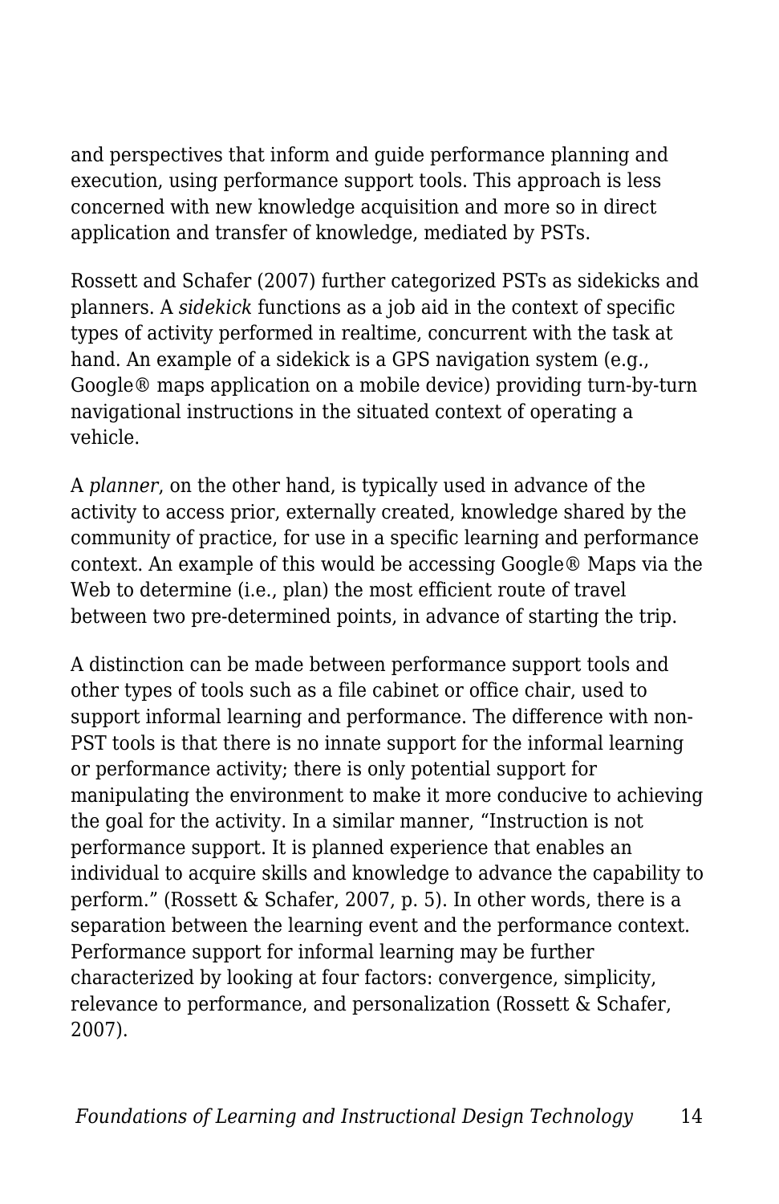and perspectives that inform and guide performance planning and execution, using performance support tools. This approach is less concerned with new knowledge acquisition and more so in direct application and transfer of knowledge, mediated by PSTs.

Rossett and Schafer (2007) further categorized PSTs as sidekicks and planners. A *sidekick* functions as a job aid in the context of specific types of activity performed in realtime, concurrent with the task at hand. An example of a sidekick is a GPS navigation system (e.g., Google® maps application on a mobile device) providing turn-by-turn navigational instructions in the situated context of operating a vehicle.

A *planner*, on the other hand, is typically used in advance of the activity to access prior, externally created, knowledge shared by the community of practice, for use in a specific learning and performance context. An example of this would be accessing Google® Maps via the Web to determine (i.e., plan) the most efficient route of travel between two pre-determined points, in advance of starting the trip.

A distinction can be made between performance support tools and other types of tools such as a file cabinet or office chair, used to support informal learning and performance. The difference with non-PST tools is that there is no innate support for the informal learning or performance activity; there is only potential support for manipulating the environment to make it more conducive to achieving the goal for the activity. In a similar manner, "Instruction is not performance support. It is planned experience that enables an individual to acquire skills and knowledge to advance the capability to perform." (Rossett & Schafer, 2007, p. 5). In other words, there is a separation between the learning event and the performance context. Performance support for informal learning may be further characterized by looking at four factors: convergence, simplicity, relevance to performance, and personalization (Rossett & Schafer, 2007).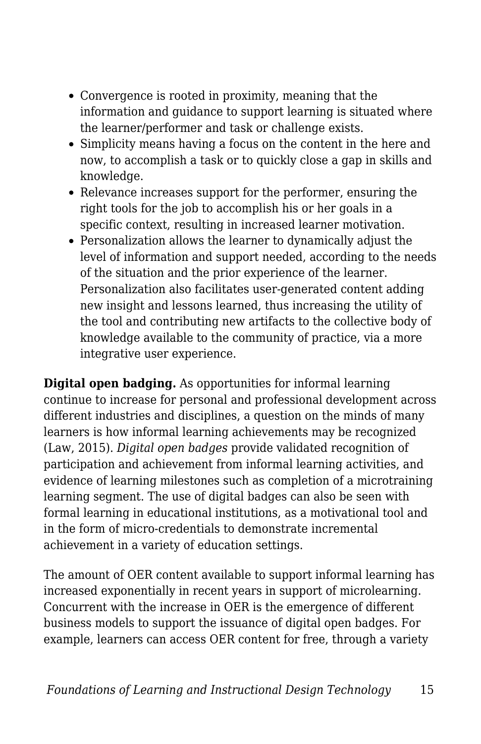- Convergence is rooted in proximity, meaning that the information and guidance to support learning is situated where the learner/performer and task or challenge exists.
- Simplicity means having a focus on the content in the here and now, to accomplish a task or to quickly close a gap in skills and knowledge.
- Relevance increases support for the performer, ensuring the right tools for the job to accomplish his or her goals in a specific context, resulting in increased learner motivation.
- Personalization allows the learner to dynamically adjust the level of information and support needed, according to the needs of the situation and the prior experience of the learner. Personalization also facilitates user-generated content adding new insight and lessons learned, thus increasing the utility of the tool and contributing new artifacts to the collective body of knowledge available to the community of practice, via a more integrative user experience.

**Digital open badging.** As opportunities for informal learning continue to increase for personal and professional development across different industries and disciplines, a question on the minds of many learners is how informal learning achievements may be recognized (Law, 2015). *Digital open badges* provide validated recognition of participation and achievement from informal learning activities, and evidence of learning milestones such as completion of a microtraining learning segment. The use of digital badges can also be seen with formal learning in educational institutions, as a motivational tool and in the form of micro-credentials to demonstrate incremental achievement in a variety of education settings.

The amount of OER content available to support informal learning has increased exponentially in recent years in support of microlearning. Concurrent with the increase in OER is the emergence of different business models to support the issuance of digital open badges. For example, learners can access OER content for free, through a variety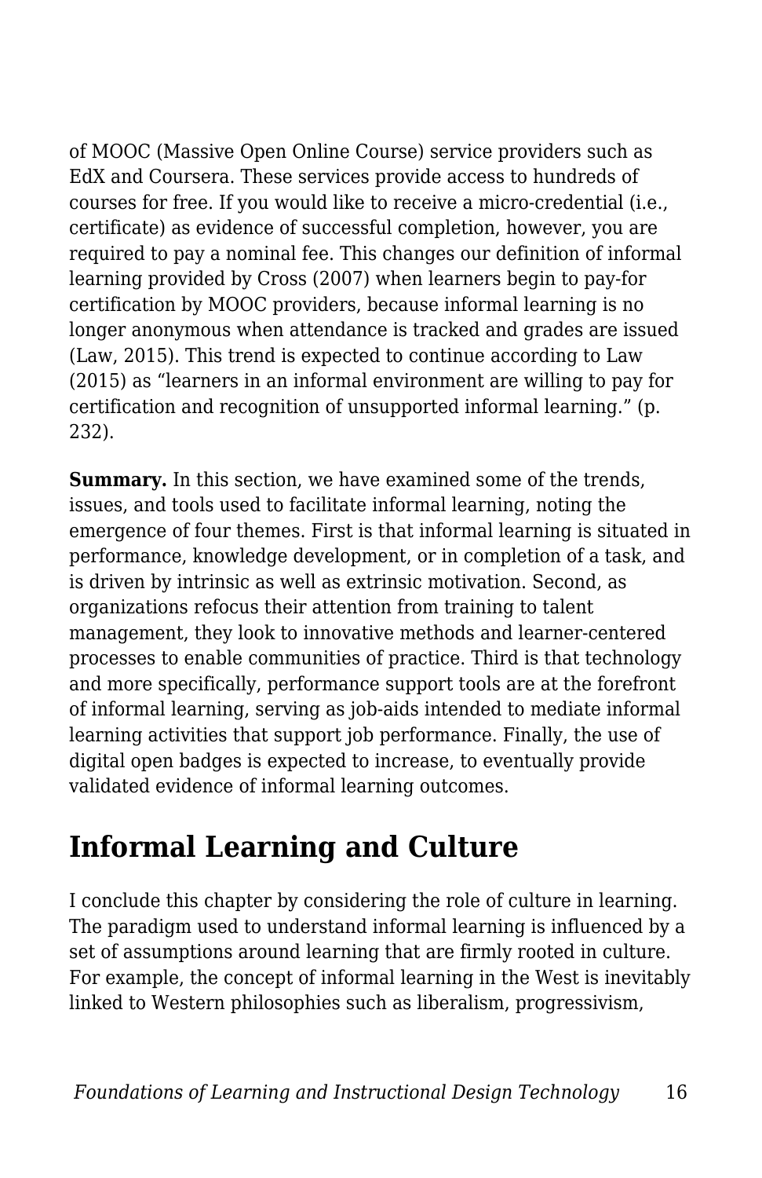of MOOC (Massive Open Online Course) service providers such as EdX and Coursera. These services provide access to hundreds of courses for free. If you would like to receive a micro-credential (i.e., certificate) as evidence of successful completion, however, you are required to pay a nominal fee. This changes our definition of informal learning provided by Cross (2007) when learners begin to pay-for certification by MOOC providers, because informal learning is no longer anonymous when attendance is tracked and grades are issued (Law, 2015). This trend is expected to continue according to Law (2015) as "learners in an informal environment are willing to pay for certification and recognition of unsupported informal learning." (p. 232).

**Summary.** In this section, we have examined some of the trends, issues, and tools used to facilitate informal learning, noting the emergence of four themes. First is that informal learning is situated in performance, knowledge development, or in completion of a task, and is driven by intrinsic as well as extrinsic motivation. Second, as organizations refocus their attention from training to talent management, they look to innovative methods and learner-centered processes to enable communities of practice. Third is that technology and more specifically, performance support tools are at the forefront of informal learning, serving as job-aids intended to mediate informal learning activities that support job performance. Finally, the use of digital open badges is expected to increase, to eventually provide validated evidence of informal learning outcomes.

## Informal Learning and Culture

I conclude this chapter by considering the role of culture in learning. The paradigm used to understand informal learning is influenced by a set of assumptions around learning that are firmly rooted in culture. For example, the concept of informal learning in the West is inevitably linked to Western philosophies such as liberalism, progressivism,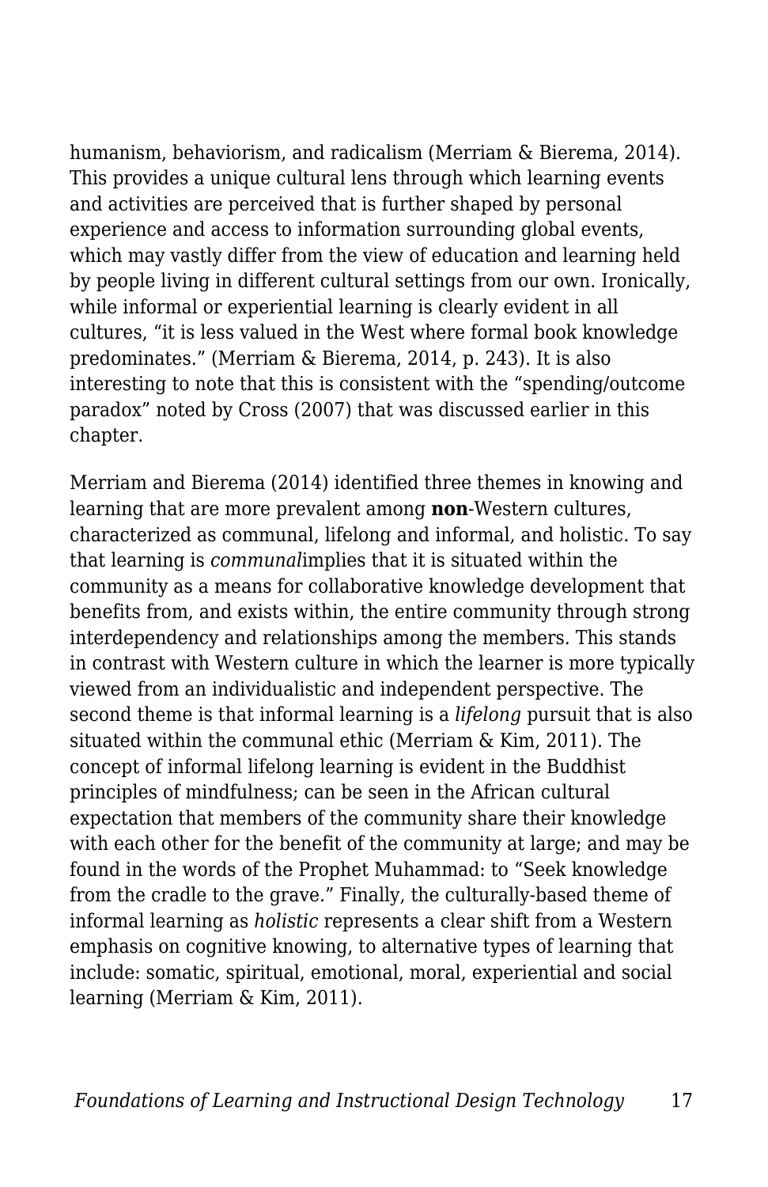humanism, behaviorism, and radicalism (Merriam & Bierema, 2014). This provides a unique cultural lens through which learning events and activities are perceived that is further shaped by personal experience and access to information surrounding global events, which may vastly differ from the view of education and learning held by people living in different cultural settings from our own. Ironically, while informal or experiential learning is clearly evident in all cultures, "it is less valued in the West where formal book knowledge predominates." (Merriam & Bierema, 2014, p. 243). It is also interesting to note that this is consistent with the "spending/outcome paradox" noted by Cross (2007) that was discussed earlier in this chapter.

Merriam and Bierema (2014) identified three themes in knowing and learning that are more prevalent among **non**-Western cultures, characterized as communal, lifelong and informal, and holistic. To say that learning is *communal*implies that it is situated within the community as a means for collaborative knowledge development that benefits from, and exists within, the entire community through strong interdependency and relationships among the members. This stands in contrast with Western culture in which the learner is more typically viewed from an individualistic and independent perspective. The second theme is that informal learning is a *lifelong* pursuit that is also situated within the communal ethic (Merriam & Kim, 2011). The concept of informal lifelong learning is evident in the Buddhist principles of mindfulness; can be seen in the African cultural expectation that members of the community share their knowledge with each other for the benefit of the community at large; and may be found in the words of the Prophet Muhammad: to "Seek knowledge from the cradle to the grave." Finally, the culturally-based theme of informal learning as *holistic* represents a clear shift from a Western emphasis on cognitive knowing, to alternative types of learning that include: somatic, spiritual, emotional, moral, experiential and social learning (Merriam & Kim, 2011).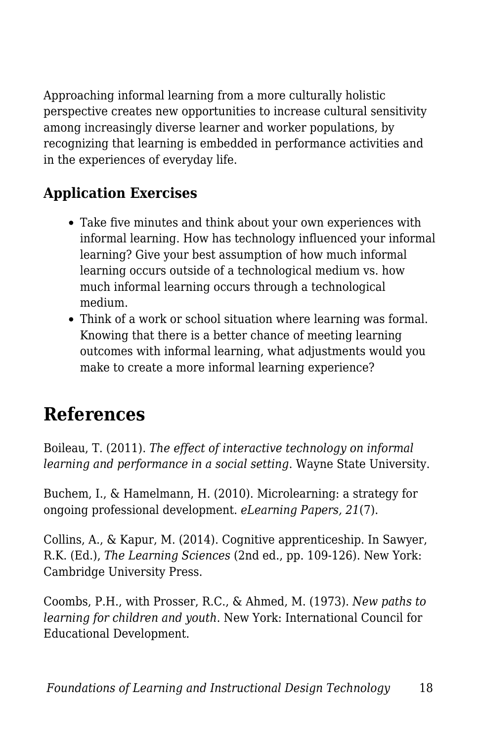Approaching informal learning from a more culturally holistic perspective creates new opportunities to increase cultural sensitivity among increasingly diverse learner and worker populations, by recognizing that learning is embedded in performance activities and in the experiences of everyday life.

### Application Exercises

- Take five minutes and think about your own experiences with informal learning. How has technology influenced your informal learning? Give your best assumption of how much informal learning occurs outside of a technological medium vs. how much informal learning occurs through a technological medium.
- Think of a work or school situation where learning was formal. Knowing that there is a better chance of meeting learning outcomes with informal learning, what adjustments would you make to create a more informal learning experience?

## References

Boileau, T. (2011). *The effect of interactive technology on informal learning and performance in a social setting*. Wayne State University.

Buchem, I., & Hamelmann, H. (2010). Microlearning: a strategy for ongoing professional development. *eLearning Papers, 21*(7).

Collins, A., & Kapur, M. (2014). Cognitive apprenticeship. In Sawyer, R.K. (Ed.), *The Learning Sciences* (2nd ed., pp. 109-126). New York: Cambridge University Press.

Coombs, P.H., with Prosser, R.C., & Ahmed, M. (1973). *New paths to learning for children and youth*. New York: International Council for Educational Development.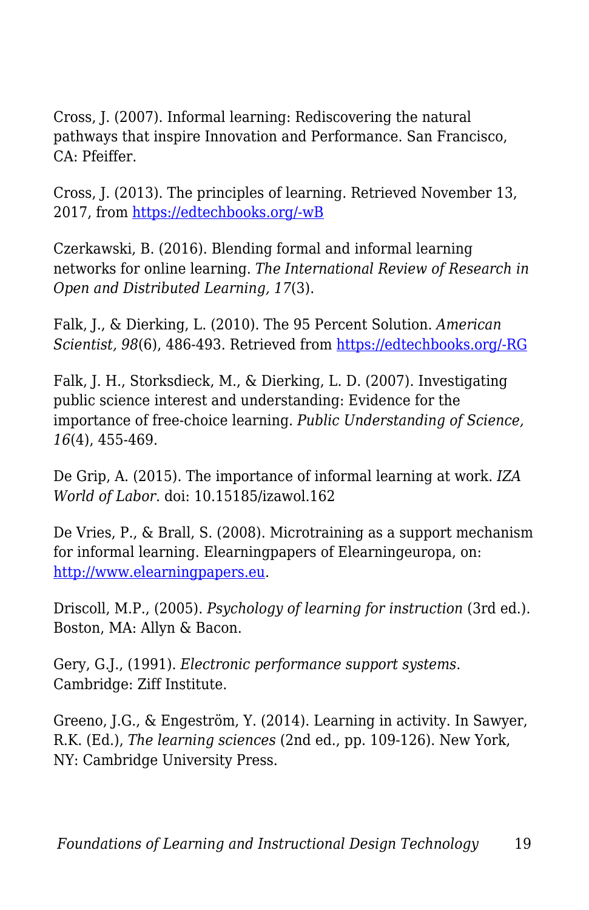Cross, J. (2007). Informal learning: Rediscovering the natural pathways that inspire Innovation and Performance. San Francisco, CA: Pfeiffer.

Cross, J. (2013). The principles of learning. Retrieved November 13, 2017, from [https://edtechbooks.org/-wB](https://edtechbooks.org/-wB)

Czerkawski, B. (2016). Blending formal and informal learning networks for online learning. *The International Review of Research in Open and Distributed Learning, 17*(3).

Falk, J., & Dierking, L. (2010). The 95 Percent Solution. *American Scientist, 98*(6), 486-493. Retrieved from [https://edtechbooks.org/-RG](https://edtechbooks.org/-RG)

Falk, J. H., Storksdieck, M., & Dierking, L. D. (2007). Investigating public science interest and understanding: Evidence for the importance of free-choice learning. *Public Understanding of Science, 16*(4), 455-469.

De Grip, A. (2015). The importance of informal learning at work. *IZA World of Labor*. doi: 10.15185/izawol.162

De Vries, P., & Brall, S. (2008). Microtraining as a support mechanism for informal learning. Elearningpapers of Elearningeuropa, on: [http://www.elearningpapers.eu](http://www.elearningpapers.eu).

Driscoll, M.P., (2005). *Psychology of learning for instruction* (3rd ed.). Boston, MA: Allyn & Bacon.

Gery, G.J., (1991). *Electronic performance support systems*. Cambridge: Ziff Institute.

Greeno, J.G., & Engeström, Y. (2014). Learning in activity. In Sawyer, R.K. (Ed.), *The learning sciences* (2nd ed., pp. 109-126). New York, NY: Cambridge University Press.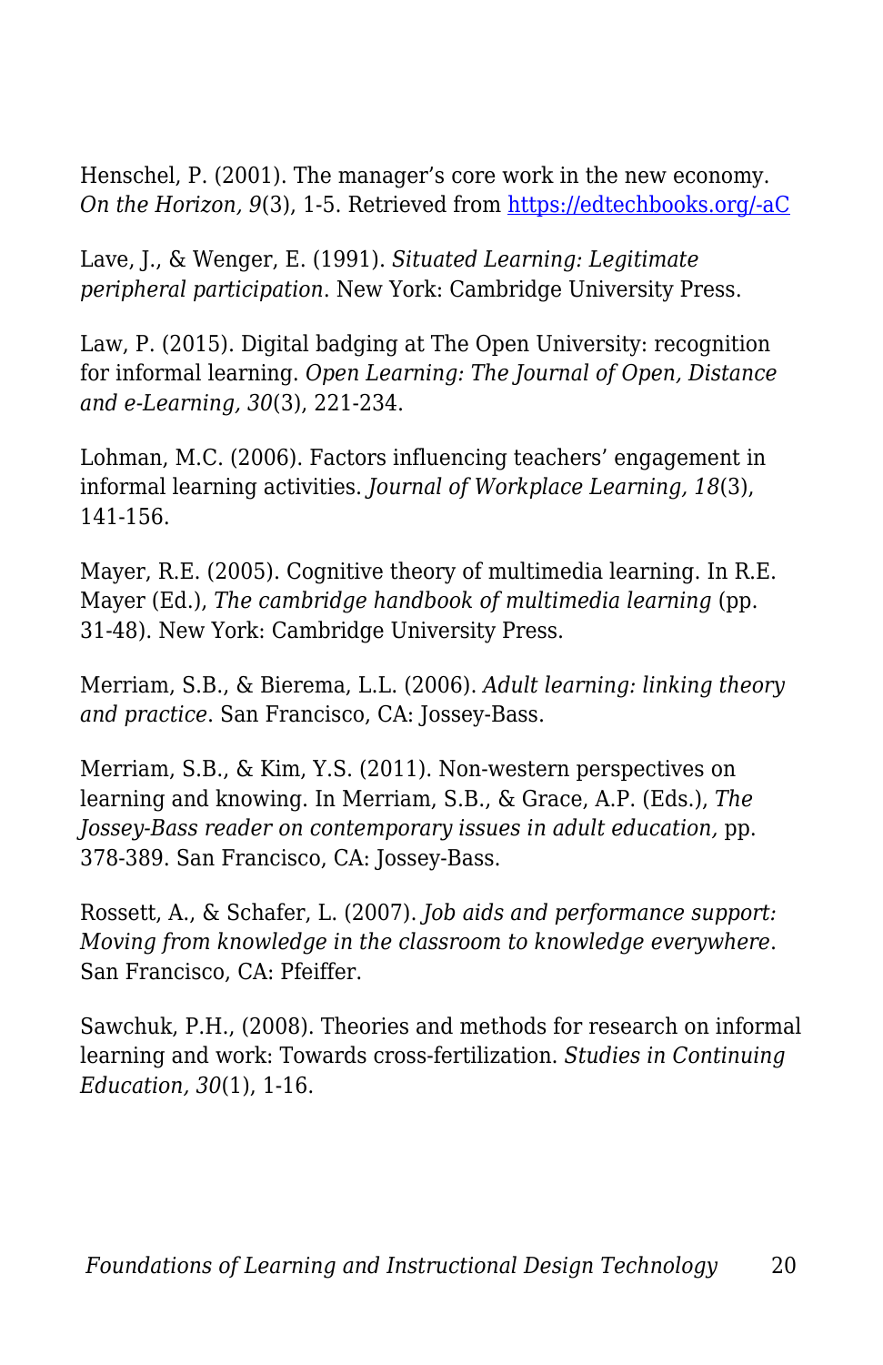Henschel, P. (2001). The manager's core work in the new economy. *On the Horizon, 9*(3), 1-5. Retrieved from [https://edtechbooks.org/-aC](https://edtechbooks.org/-aC)

Lave, J., & Wenger, E. (1991). *Situated Learning: Legitimate peripheral participation*. New York: Cambridge University Press.

Law, P. (2015). Digital badging at The Open University: recognition for informal learning. *Open Learning: The Journal of Open, Distance and e-Learning, 30*(3), 221-234.

Lohman, M.C. (2006). Factors influencing teachers' engagement in informal learning activities. *Journal of Workplace Learning, 18*(3), 141-156.

Mayer, R.E. (2005). Cognitive theory of multimedia learning. In R.E. Mayer (Ed.), *The cambridge handbook of multimedia learning* (pp. 31-48). New York: Cambridge University Press.

Merriam, S.B., & Bierema, L.L. (2006). *Adult learning: linking theory and practice*. San Francisco, CA: Jossey-Bass.

Merriam, S.B., & Kim, Y.S. (2011). Non-western perspectives on learning and knowing. In Merriam, S.B., & Grace, A.P. (Eds.), *The Jossey-Bass reader on contemporary issues in adult education,* pp. 378-389. San Francisco, CA: Jossey-Bass.

Rossett, A., & Schafer, L. (2007). *Job aids and performance support: Moving from knowledge in the classroom to knowledge everywhere*. San Francisco, CA: Pfeiffer.

Sawchuk, P.H., (2008). Theories and methods for research on informal learning and work: Towards cross-fertilization. *Studies in Continuing Education, 30*(1), 1-16.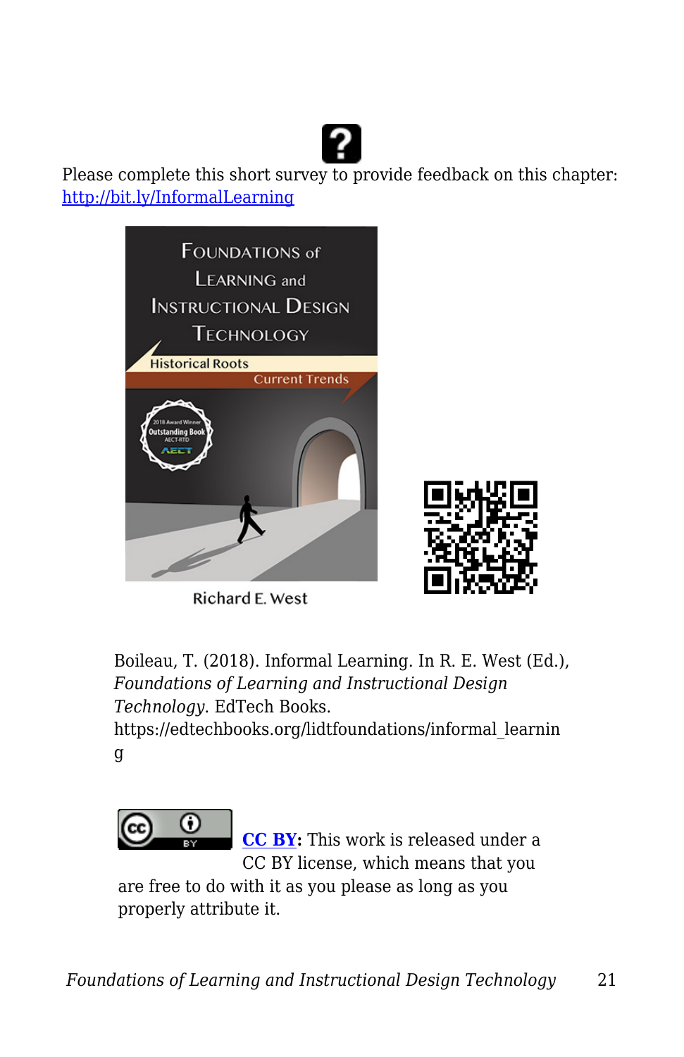Please complete this short survey to provide feedback on this chapter: [http://bit.ly/InformalLearning](http://bit.ly/InformalLearning)

Boileau, T. (2018). Informal Learning. In R. E. West (Ed.), *Foundations of Learning and Instructional Design Technology*. EdTech Books. https://edtechbooks.org/lidtfoundations/informal_learning

**CC BY:** This work is released under a CC BY license, which means that you are free to do with it as you please as long as you properly attribute it.